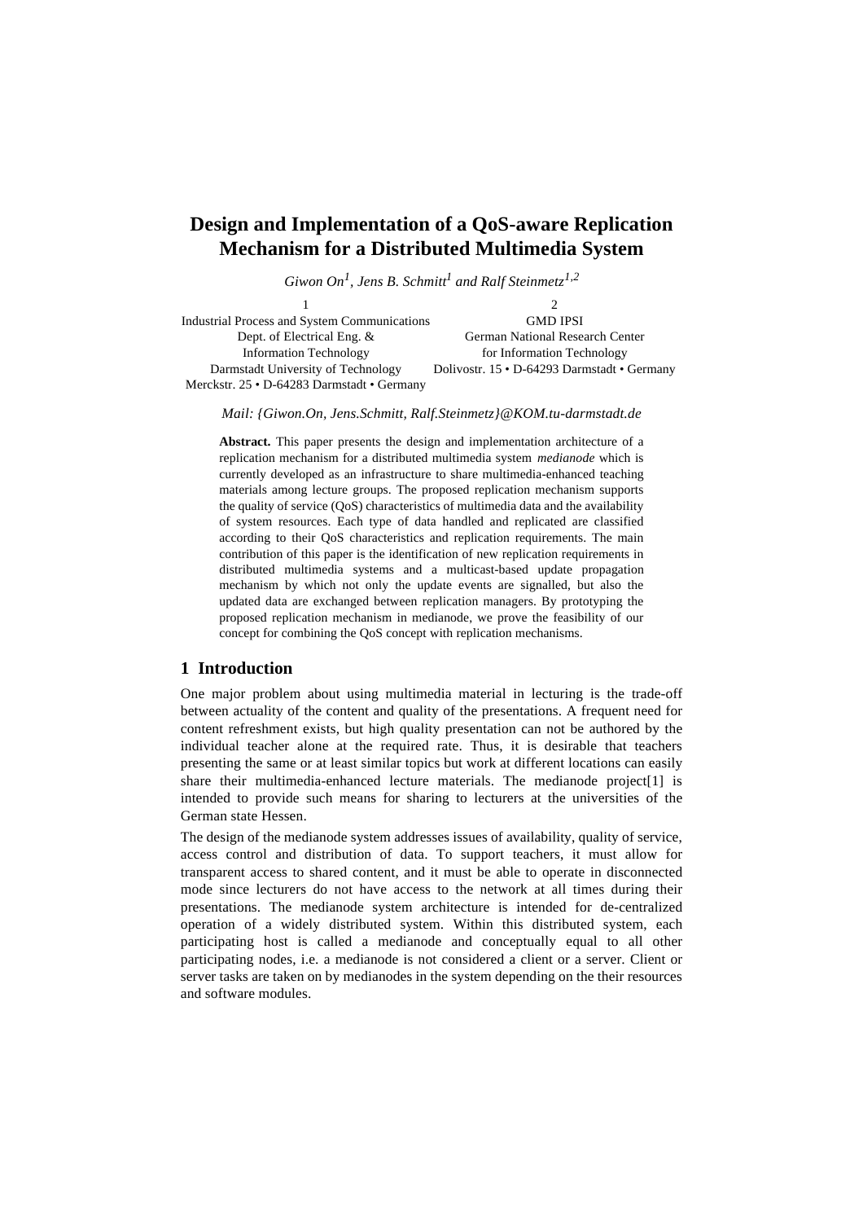# Design and Implementation of a QoS-aware Replication Mechanism for a Distributed Multimedia System

*Giwon On[1], Jens B. Schmitt[1] and Ralf Steinmetz[1,2]*

1
Industrial Process and System Communications
Dept. of Electrical Eng. &
Information Technology
Darmstadt University of Technology
Merckstr. 25 • D-64283 Darmstadt • Germany

2
GMD IPSI
German National Research Center
for Information Technology
Dolivostr. 15 • D-64293 Darmstadt • Germany

*Mail: {Giwon.On, Jens.Schmitt, Ralf.Steinmetz}@KOM.tu-darmstadt.de*

**Abstract.** This paper presents the design and implementation architecture of a replication mechanism for a distributed multimedia system *medianode* which is currently developed as an infrastructure to share multimedia-enhanced teaching materials among lecture groups. The proposed replication mechanism supports the quality of service (QoS) characteristics of multimedia data and the availability of system resources. Each type of data handled and replicated are classified according to their QoS characteristics and replication requirements. The main contribution of this paper is the identification of new replication requirements in distributed multimedia systems and a multicast-based update propagation mechanism by which not only the update events are signalled, but also the updated data are exchanged between replication managers. By prototyping the proposed replication mechanism in medianode, we prove the feasibility of our concept for combining the QoS concept with replication mechanisms.

## 1 Introduction

One major problem about using multimedia material in lecturing is the trade-off between actuality of the content and quality of the presentations. A frequent need for content refreshment exists, but high quality presentation can not be authored by the individual teacher alone at the required rate. Thus, it is desirable that teachers presenting the same or at least similar topics but work at different locations can easily share their multimedia-enhanced lecture materials. The medianode project[1] is intended to provide such means for sharing to lecturers at the universities of the German state Hessen.

The design of the medianode system addresses issues of availability, quality of service, access control and distribution of data. To support teachers, it must allow for transparent access to shared content, and it must be able to operate in disconnected mode since lecturers do not have access to the network at all times during their presentations. The medianode system architecture is intended for de-centralized operation of a widely distributed system. Within this distributed system, each participating host is called a medianode and conceptually equal to all other participating nodes, i.e. a medianode is not considered a client or a server. Client or server tasks are taken on by medianodes in the system depending on the their resources and software modules.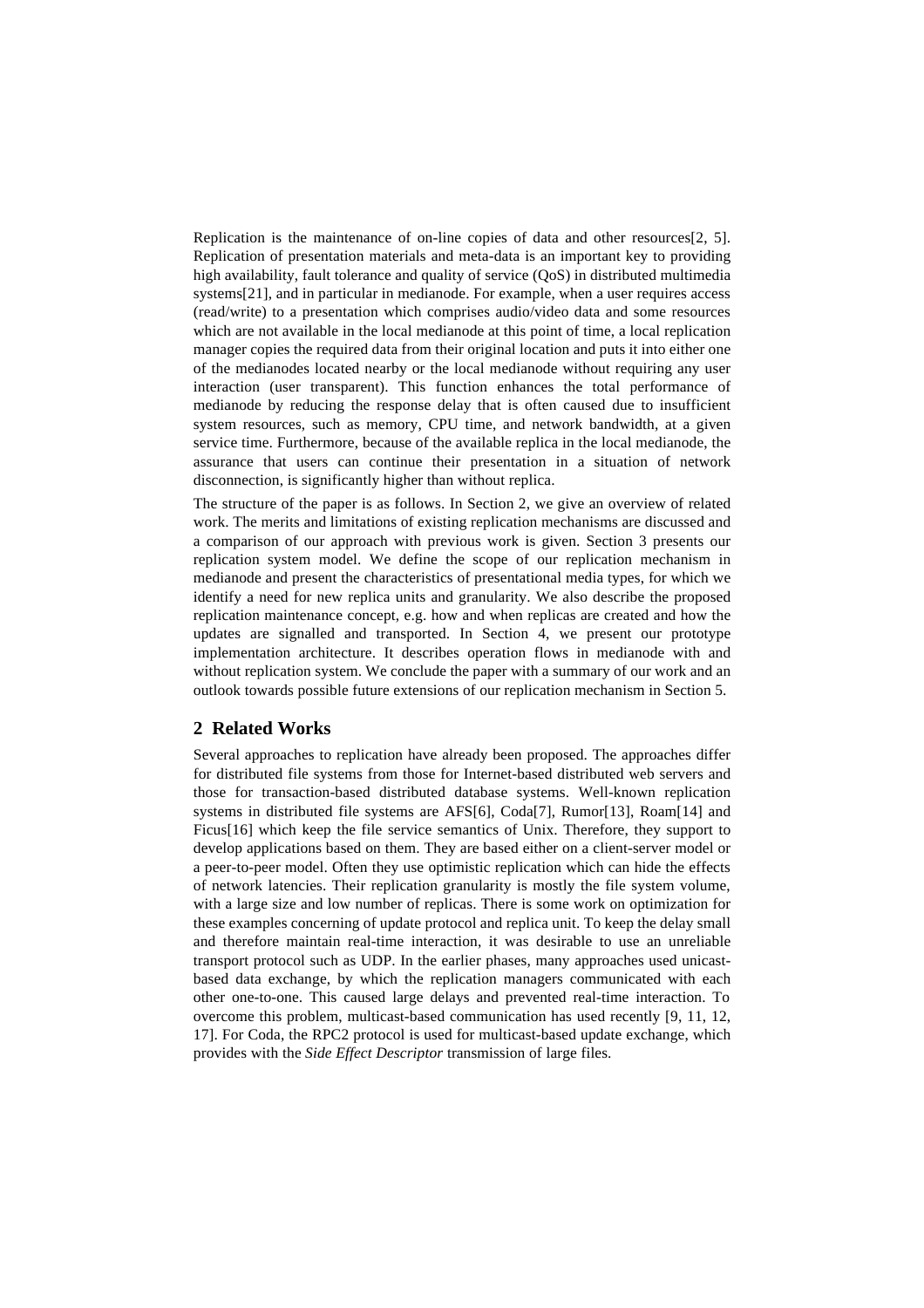Replication is the maintenance of on-line copies of data and other resources[2, 5]. Replication of presentation materials and meta-data is an important key to providing high availability, fault tolerance and quality of service (QoS) in distributed multimedia systems[21], and in particular in medianode. For example, when a user requires access (read/write) to a presentation which comprises audio/video data and some resources which are not available in the local medianode at this point of time, a local replication manager copies the required data from their original location and puts it into either one of the medianodes located nearby or the local medianode without requiring any user interaction (user transparent). This function enhances the total performance of medianode by reducing the response delay that is often caused due to insufficient system resources, such as memory, CPU time, and network bandwidth, at a given service time. Furthermore, because of the available replica in the local medianode, the assurance that users can continue their presentation in a situation of network disconnection, is significantly higher than without replica.

The structure of the paper is as follows. In Section 2, we give an overview of related work. The merits and limitations of existing replication mechanisms are discussed and a comparison of our approach with previous work is given. Section 3 presents our replication system model. We define the scope of our replication mechanism in medianode and present the characteristics of presentational media types, for which we identify a need for new replica units and granularity. We also describe the proposed replication maintenance concept, e.g. how and when replicas are created and how the updates are signalled and transported. In Section 4, we present our prototype implementation architecture. It describes operation flows in medianode with and without replication system. We conclude the paper with a summary of our work and an outlook towards possible future extensions of our replication mechanism in Section 5.

## 2 Related Works

Several approaches to replication have already been proposed. The approaches differ for distributed file systems from those for Internet-based distributed web servers and those for transaction-based distributed database systems. Well-known replication systems in distributed file systems are AFS[6], Coda[7], Rumor[13], Roam[14] and Ficus[16] which keep the file service semantics of Unix. Therefore, they support to develop applications based on them. They are based either on a client-server model or a peer-to-peer model. Often they use optimistic replication which can hide the effects of network latencies. Their replication granularity is mostly the file system volume, with a large size and low number of replicas. There is some work on optimization for these examples concerning of update protocol and replica unit. To keep the delay small and therefore maintain real-time interaction, it was desirable to use an unreliable transport protocol such as UDP. In the earlier phases, many approaches used unicast-based data exchange, by which the replication managers communicated with each other one-to-one. This caused large delays and prevented real-time interaction. To overcome this problem, multicast-based communication has used recently [9, 11, 12, 17]. For Coda, the RPC2 protocol is used for multicast-based update exchange, which provides with the *Side Effect Descriptor* transmission of large files.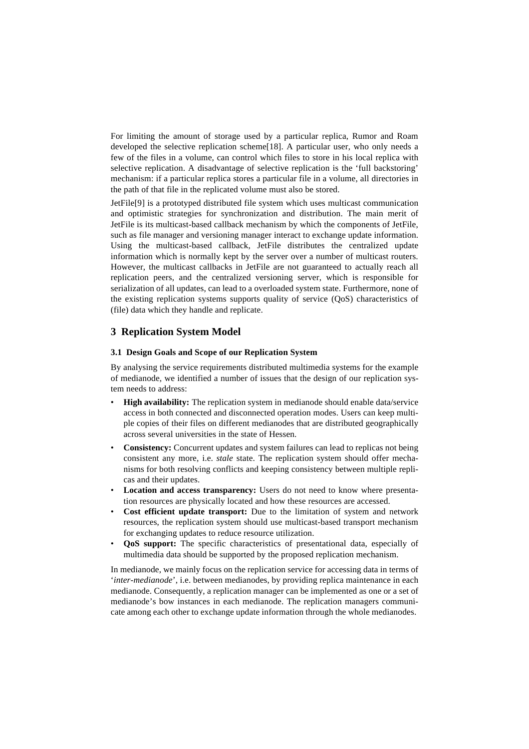For limiting the amount of storage used by a particular replica, Rumor and Roam developed the selective replication scheme[18]. A particular user, who only needs a few of the files in a volume, can control which files to store in his local replica with selective replication. A disadvantage of selective replication is the 'full backstoring' mechanism: if a particular replica stores a particular file in a volume, all directories in the path of that file in the replicated volume must also be stored.

JetFile[9] is a prototyped distributed file system which uses multicast communication and optimistic strategies for synchronization and distribution. The main merit of JetFile is its multicast-based callback mechanism by which the components of JetFile, such as file manager and versioning manager interact to exchange update information. Using the multicast-based callback, JetFile distributes the centralized update information which is normally kept by the server over a number of multicast routers. However, the multicast callbacks in JetFile are not guaranteed to actually reach all replication peers, and the centralized versioning server, which is responsible for serialization of all updates, can lead to a overloaded system state. Furthermore, none of the existing replication systems supports quality of service (QoS) characteristics of (file) data which they handle and replicate.

## 3 Replication System Model

### 3.1 Design Goals and Scope of our Replication System

By analysing the service requirements distributed multimedia systems for the example of medianode, we identified a number of issues that the design of our replication system needs to address:

- **High availability:** The replication system in medianode should enable data/service access in both connected and disconnected operation modes. Users can keep multiple copies of their files on different medianodes that are distributed geographically across several universities in the state of Hessen.
- **Consistency:** Concurrent updates and system failures can lead to replicas not being consistent any more, i.e. *stale* state. The replication system should offer mechanisms for both resolving conflicts and keeping consistency between multiple replicas and their updates.
- **Location and access transparency:** Users do not need to know where presentation resources are physically located and how these resources are accessed.
- **Cost efficient update transport:** Due to the limitation of system and network resources, the replication system should use multicast-based transport mechanism for exchanging updates to reduce resource utilization.
- **QoS support:** The specific characteristics of presentational data, especially of multimedia data should be supported by the proposed replication mechanism.

In medianode, we mainly focus on the replication service for accessing data in terms of '*inter-medianode*', i.e. between medianodes, by providing replica maintenance in each medianode. Consequently, a replication manager can be implemented as one or a set of medianode's bow instances in each medianode. The replication managers communicate among each other to exchange update information through the whole medianodes.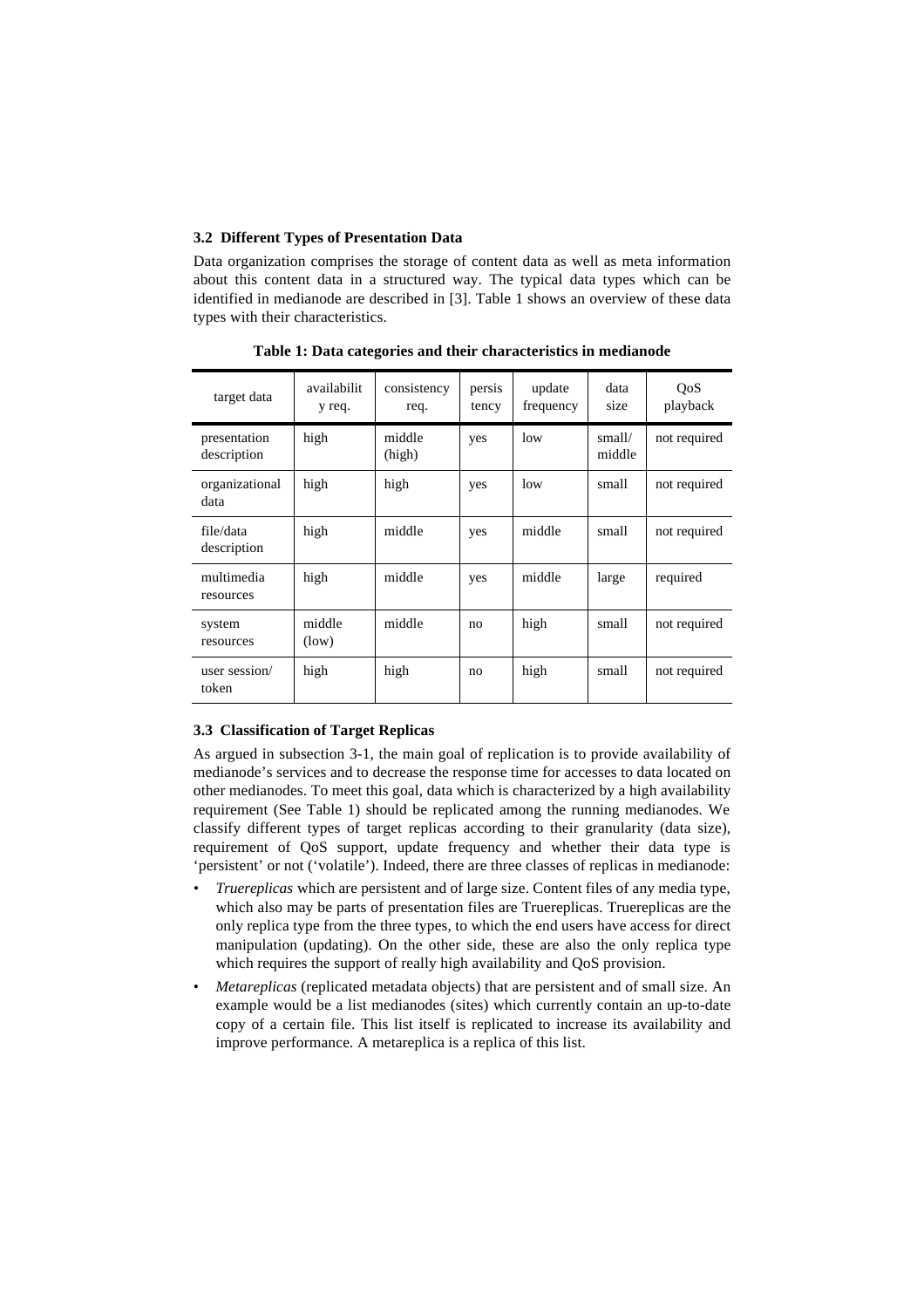### 3.2 Different Types of Presentation Data

Data organization comprises the storage of content data as well as meta information about this content data in a structured way. The typical data types which can be identified in medianode are described in [3]. Table 1 shows an overview of these data types with their characteristics.

**Table 1: Data categories and their characteristics in medianode**

| target data | availability req. | consistency req. | persistency | update frequency | data size | QoS playback |
|---|---|---|---|---|---|---|
| presentation description | high | middle (high) | yes | low | small/ middle | not required |
| organizational data | high | high | yes | low | small | not required |
| file/data description | high | middle | yes | middle | small | not required |
| multimedia resources | high | middle | yes | middle | large | required |
| system resources | middle (low) | middle | no | high | small | not required |
| user session/ token | high | high | no | high | small | not required |

### 3.3 Classification of Target Replicas

As argued in subsection 3-1, the main goal of replication is to provide availability of medianode's services and to decrease the response time for accesses to data located on other medianodes. To meet this goal, data which is characterized by a high availability requirement (See Table 1) should be replicated among the running medianodes. We classify different types of target replicas according to their granularity (data size), requirement of QoS support, update frequency and whether their data type is 'persistent' or not ('volatile'). Indeed, there are three classes of replicas in medianode:

- *Truereplicas* which are persistent and of large size. Content files of any media type, which also may be parts of presentation files are Truereplicas. Truereplicas are the only replica type from the three types, to which the end users have access for direct manipulation (updating). On the other side, these are also the only replica type which requires the support of really high availability and QoS provision.
- *Metareplicas* (replicated metadata objects) that are persistent and of small size. An example would be a list medianodes (sites) which currently contain an up-to-date copy of a certain file. This list itself is replicated to increase its availability and improve performance. A metareplica is a replica of this list.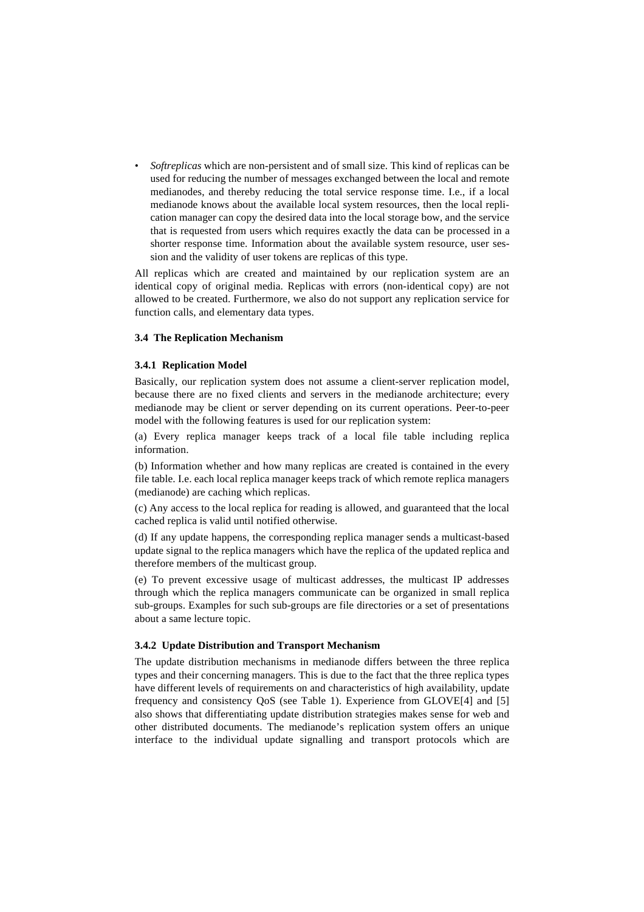- *Softreplicas* which are non-persistent and of small size. This kind of replicas can be used for reducing the number of messages exchanged between the local and remote medianodes, and thereby reducing the total service response time. I.e., if a local medianode knows about the available local system resources, then the local replication manager can copy the desired data into the local storage bow, and the service that is requested from users which requires exactly the data can be processed in a shorter response time. Information about the available system resource, user session and the validity of user tokens are replicas of this type.

All replicas which are created and maintained by our replication system are an identical copy of original media. Replicas with errors (non-identical copy) are not allowed to be created. Furthermore, we also do not support any replication service for function calls, and elementary data types.

### 3.4 The Replication Mechanism

#### 3.4.1 Replication Model

Basically, our replication system does not assume a client-server replication model, because there are no fixed clients and servers in the medianode architecture; every medianode may be client or server depending on its current operations. Peer-to-peer model with the following features is used for our replication system:

(a) Every replica manager keeps track of a local file table including replica information.

(b) Information whether and how many replicas are created is contained in the every file table. I.e. each local replica manager keeps track of which remote replica managers (medianode) are caching which replicas.

(c) Any access to the local replica for reading is allowed, and guaranteed that the local cached replica is valid until notified otherwise.

(d) If any update happens, the corresponding replica manager sends a multicast-based update signal to the replica managers which have the replica of the updated replica and therefore members of the multicast group.

(e) To prevent excessive usage of multicast addresses, the multicast IP addresses through which the replica managers communicate can be organized in small replica sub-groups. Examples for such sub-groups are file directories or a set of presentations about a same lecture topic.

#### 3.4.2 Update Distribution and Transport Mechanism

The update distribution mechanisms in medianode differs between the three replica types and their concerning managers. This is due to the fact that the three replica types have different levels of requirements on and characteristics of high availability, update frequency and consistency QoS (see Table 1). Experience from GLOVE[4] and [5] also shows that differentiating update distribution strategies makes sense for web and other distributed documents. The medianode's replication system offers an unique interface to the individual update signalling and transport protocols which are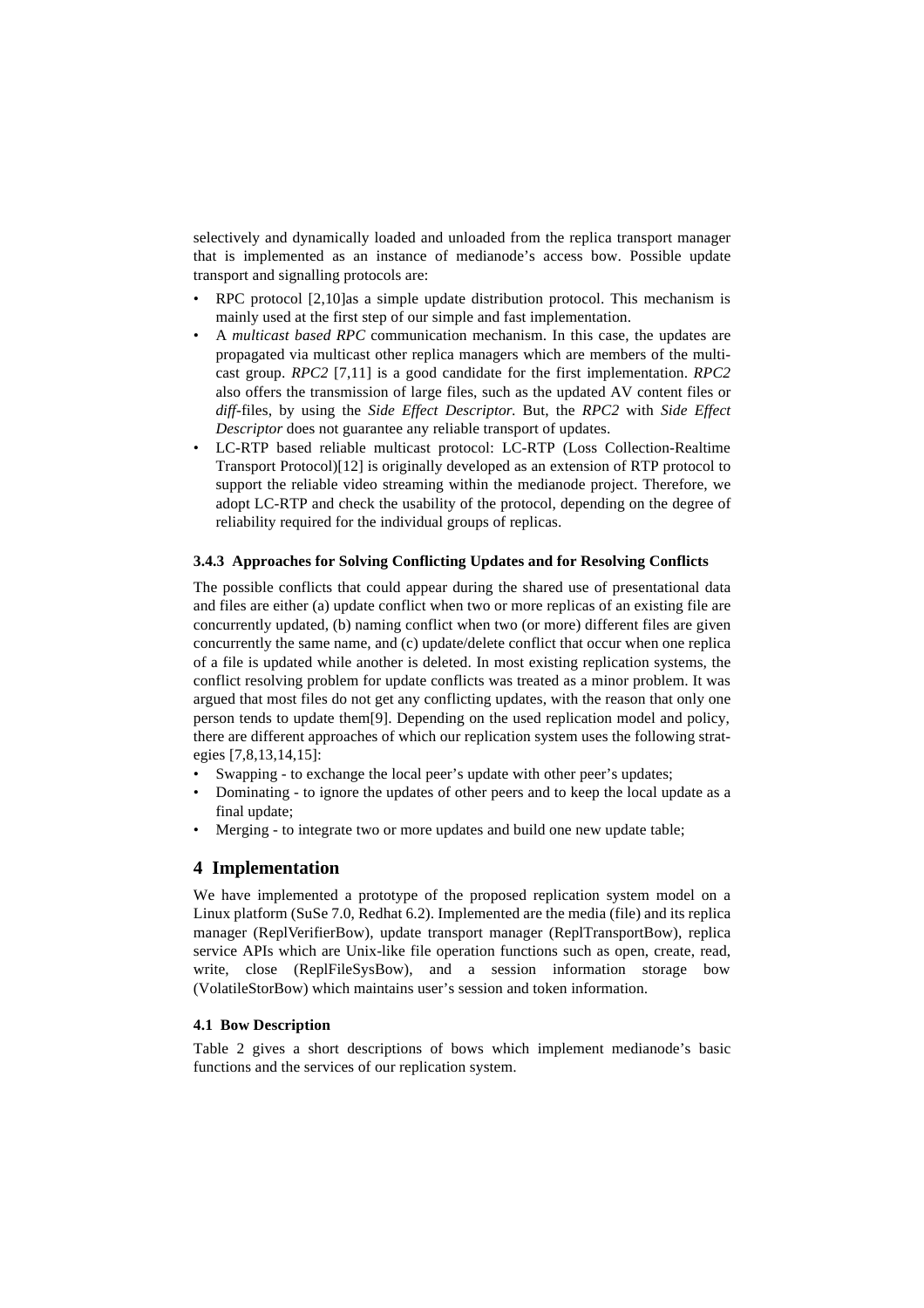selectively and dynamically loaded and unloaded from the replica transport manager that is implemented as an instance of medianode's access bow. Possible update transport and signalling protocols are:

- RPC protocol [2,10]as a simple update distribution protocol. This mechanism is mainly used at the first step of our simple and fast implementation.
- A *multicast based RPC* communication mechanism. In this case, the updates are propagated via multicast other replica managers which are members of the multicast group. *RPC2* [7,11] is a good candidate for the first implementation. *RPC2* also offers the transmission of large files, such as the updated AV content files or *diff*-files, by using the *Side Effect Descriptor.* But, the *RPC2* with *Side Effect Descriptor* does not guarantee any reliable transport of updates.
- LC-RTP based reliable multicast protocol: LC-RTP (Loss Collection-Realtime Transport Protocol)[12] is originally developed as an extension of RTP protocol to support the reliable video streaming within the medianode project. Therefore, we adopt LC-RTP and check the usability of the protocol, depending on the degree of reliability required for the individual groups of replicas.

#### 3.4.3 Approaches for Solving Conflicting Updates and for Resolving Conflicts

The possible conflicts that could appear during the shared use of presentational data and files are either (a) update conflict when two or more replicas of an existing file are concurrently updated, (b) naming conflict when two (or more) different files are given concurrently the same name, and (c) update/delete conflict that occur when one replica of a file is updated while another is deleted. In most existing replication systems, the conflict resolving problem for update conflicts was treated as a minor problem. It was argued that most files do not get any conflicting updates, with the reason that only one person tends to update them[9]. Depending on the used replication model and policy, there are different approaches of which our replication system uses the following strategies [7,8,13,14,15]:

- Swapping - to exchange the local peer's update with other peer's updates;
- Dominating - to ignore the updates of other peers and to keep the local update as a final update;
- Merging - to integrate two or more updates and build one new update table;

## 4 Implementation

We have implemented a prototype of the proposed replication system model on a Linux platform (SuSe 7.0, Redhat 6.2). Implemented are the media (file) and its replica manager (ReplVerifierBow), update transport manager (ReplTransportBow), replica service APIs which are Unix-like file operation functions such as open, create, read, write, close (ReplFileSysBow), and a session information storage bow (VolatileStorBow) which maintains user's session and token information.

### 4.1 Bow Description

Table 2 gives a short descriptions of bows which implement medianode's basic functions and the services of our replication system.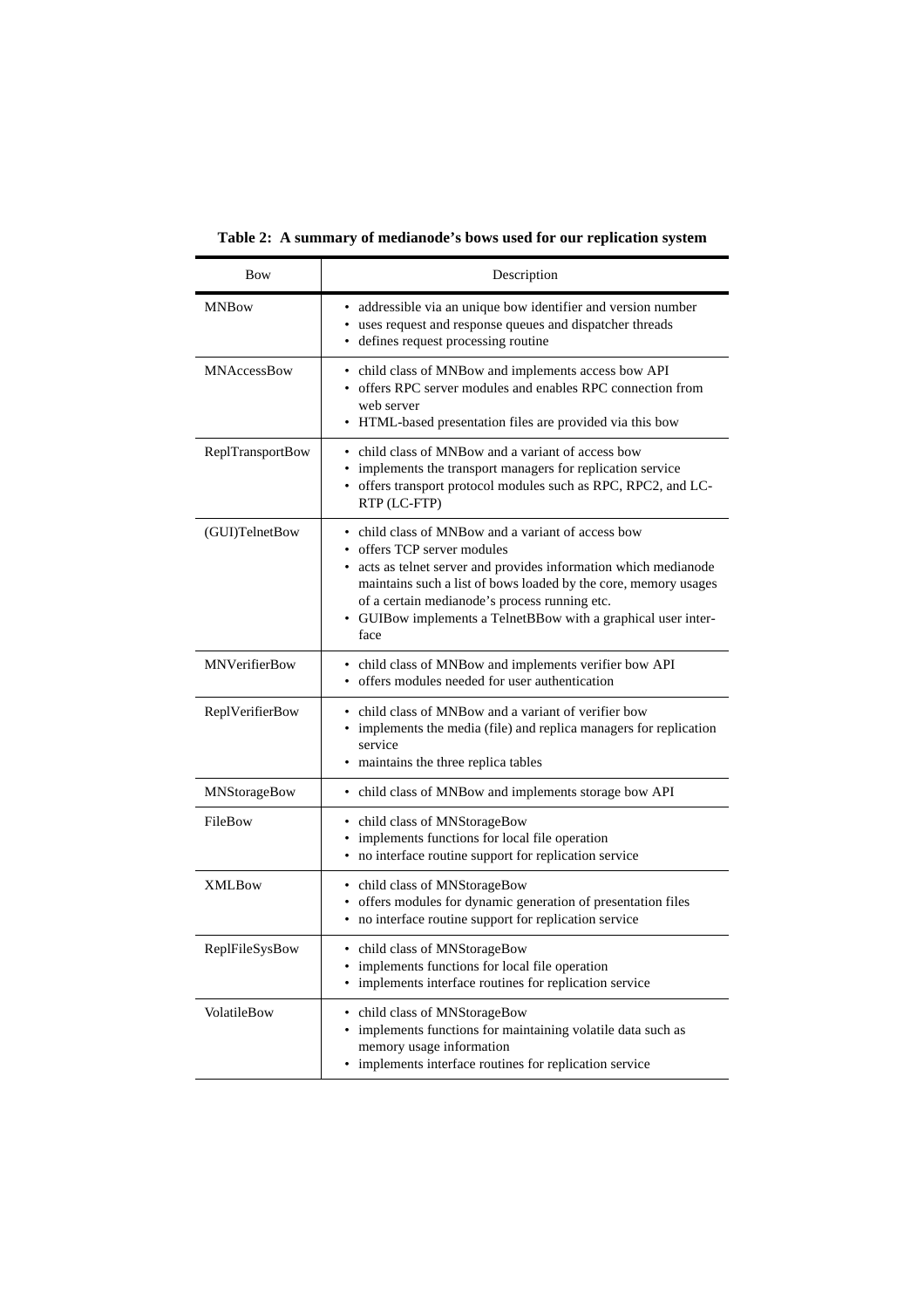**Table 2: A summary of medianode's bows used for our replication system**

| Bow | Description |
|---|---|
| MNBow | • addressible via an unique bow identifier and version number<br>• uses request and response queues and dispatcher threads<br>• defines request processing routine |
| MNAccessBow | • child class of MNBow and implements access bow API<br>• offers RPC server modules and enables RPC connection from web server<br>• HTML-based presentation files are provided via this bow |
| ReplTransportBow | • child class of MNBow and a variant of access bow<br>• implements the transport managers for replication service<br>• offers transport protocol modules such as RPC, RPC2, and LC-RTP (LC-FTP) |
| (GUI)TelnetBow | • child class of MNBow and a variant of access bow<br>• offers TCP server modules<br>• acts as telnet server and provides information which medianode maintains such a list of bows loaded by the core, memory usages of a certain medianode's process running etc.<br>• GUIBow implements a TelnetBBow with a graphical user interface |
| MNVerifierBow | • child class of MNBow and implements verifier bow API<br>• offers modules needed for user authentication |
| ReplVerifierBow | • child class of MNBow and a variant of verifier bow<br>• implements the media (file) and replica managers for replication service<br>• maintains the three replica tables |
| MNStorageBow | • child class of MNBow and implements storage bow API |
| FileBow | • child class of MNStorageBow<br>• implements functions for local file operation<br>• no interface routine support for replication service |
| XMLBow | • child class of MNStorageBow<br>• offers modules for dynamic generation of presentation files<br>• no interface routine support for replication service |
| ReplFileSysBow | • child class of MNStorageBow<br>• implements functions for local file operation<br>• implements interface routines for replication service |
| VolatileBow | • child class of MNStorageBow<br>• implements functions for maintaining volatile data such as memory usage information<br>• implements interface routines for replication service |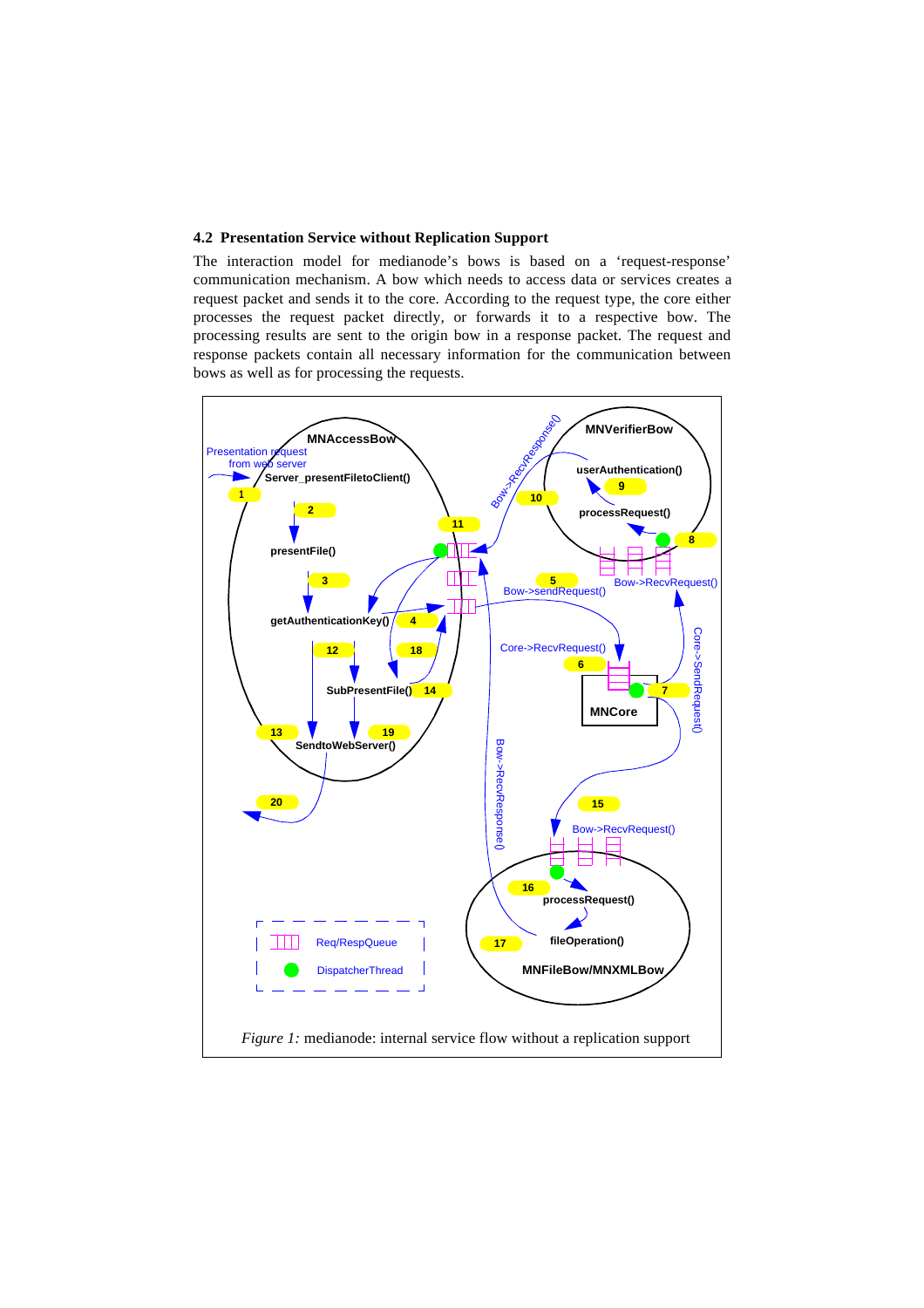### 4.2 Presentation Service without Replication Support

The interaction model for medianode's bows is based on a 'request-response' communication mechanism. A bow which needs to access data or services creates a request packet and sends it to the core. According to the request type, the core either processes the request packet directly, or forwards it to a respective bow. The processing results are sent to the origin bow in a response packet. The request and response packets contain all necessary information for the communication between bows as well as for processing the requests.

*Figure 1:* medianode: internal service flow without a replication support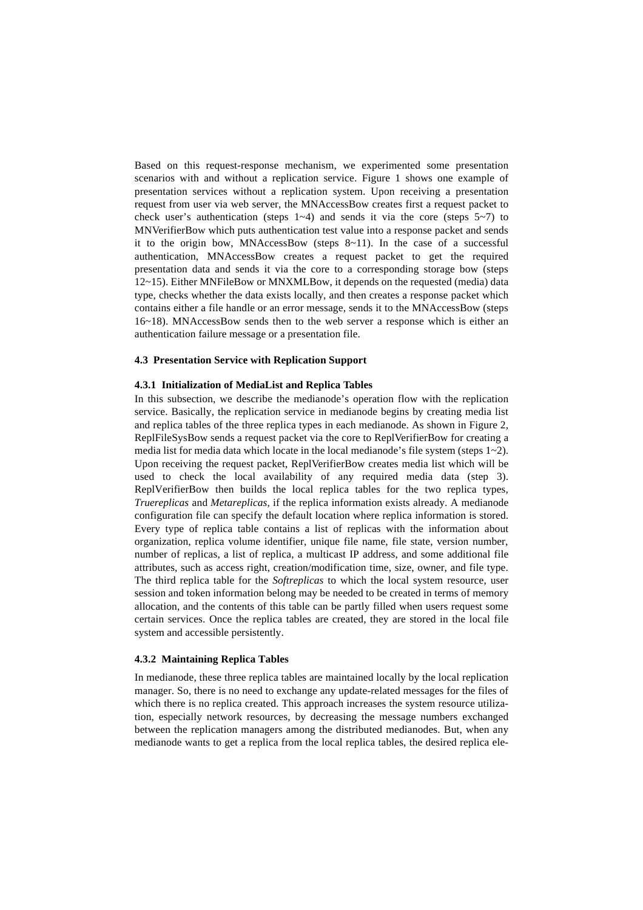Based on this request-response mechanism, we experimented some presentation scenarios with and without a replication service. Figure 1 shows one example of presentation services without a replication system. Upon receiving a presentation request from user via web server, the MNAccessBow creates first a request packet to check user's authentication (steps 1~4) and sends it via the core (steps 5~7) to MNVerifierBow which puts authentication test value into a response packet and sends it to the origin bow, MNAccessBow (steps 8~11). In the case of a successful authentication, MNAccessBow creates a request packet to get the required presentation data and sends it via the core to a corresponding storage bow (steps 12~15). Either MNFileBow or MNXMLBow, it depends on the requested (media) data type, checks whether the data exists locally, and then creates a response packet which contains either a file handle or an error message, sends it to the MNAccessBow (steps 16~18). MNAccessBow sends then to the web server a response which is either an authentication failure message or a presentation file.

### 4.3 Presentation Service with Replication Support

#### 4.3.1 Initialization of MediaList and Replica Tables

In this subsection, we describe the medianode's operation flow with the replication service. Basically, the replication service in medianode begins by creating media list and replica tables of the three replica types in each medianode. As shown in Figure 2, ReplFileSysBow sends a request packet via the core to ReplVerifierBow for creating a media list for media data which locate in the local medianode's file system (steps 1~2). Upon receiving the request packet, ReplVerifierBow creates media list which will be used to check the local availability of any required media data (step 3). ReplVerifierBow then builds the local replica tables for the two replica types, *Truereplicas* and *Metareplicas,* if the replica information exists already. A medianode configuration file can specify the default location where replica information is stored. Every type of replica table contains a list of replicas with the information about organization, replica volume identifier, unique file name, file state, version number, number of replicas, a list of replica, a multicast IP address, and some additional file attributes, such as access right, creation/modification time, size, owner, and file type. The third replica table for the *Softreplicas* to which the local system resource, user session and token information belong may be needed to be created in terms of memory allocation, and the contents of this table can be partly filled when users request some certain services. Once the replica tables are created, they are stored in the local file system and accessible persistently.

#### 4.3.2 Maintaining Replica Tables

In medianode, these three replica tables are maintained locally by the local replication manager. So, there is no need to exchange any update-related messages for the files of which there is no replica created. This approach increases the system resource utilization, especially network resources, by decreasing the message numbers exchanged between the replication managers among the distributed medianodes. But, when any medianode wants to get a replica from the local replica tables, the desired replica ele-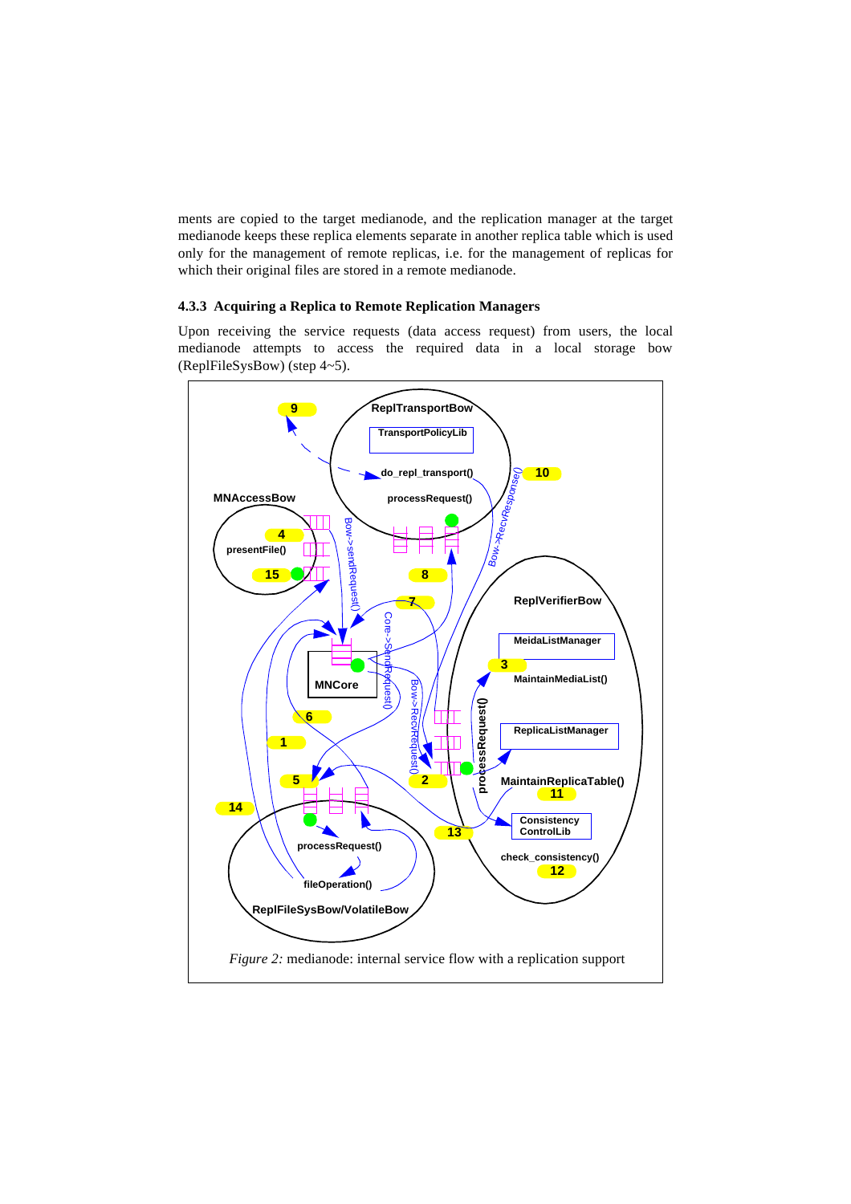ments are copied to the target medianode, and the replication manager at the target medianode keeps these replica elements separate in another replica table which is used only for the management of remote replicas, i.e. for the management of replicas for which their original files are stored in a remote medianode.

### 4.3.3 Acquiring a Replica to Remote Replication Managers

Upon receiving the service requests (data access request) from users, the local medianode attempts to access the required data in a local storage bow (ReplFileSysBow) (step 4~5).

*Figure 2:* medianode: internal service flow with a replication support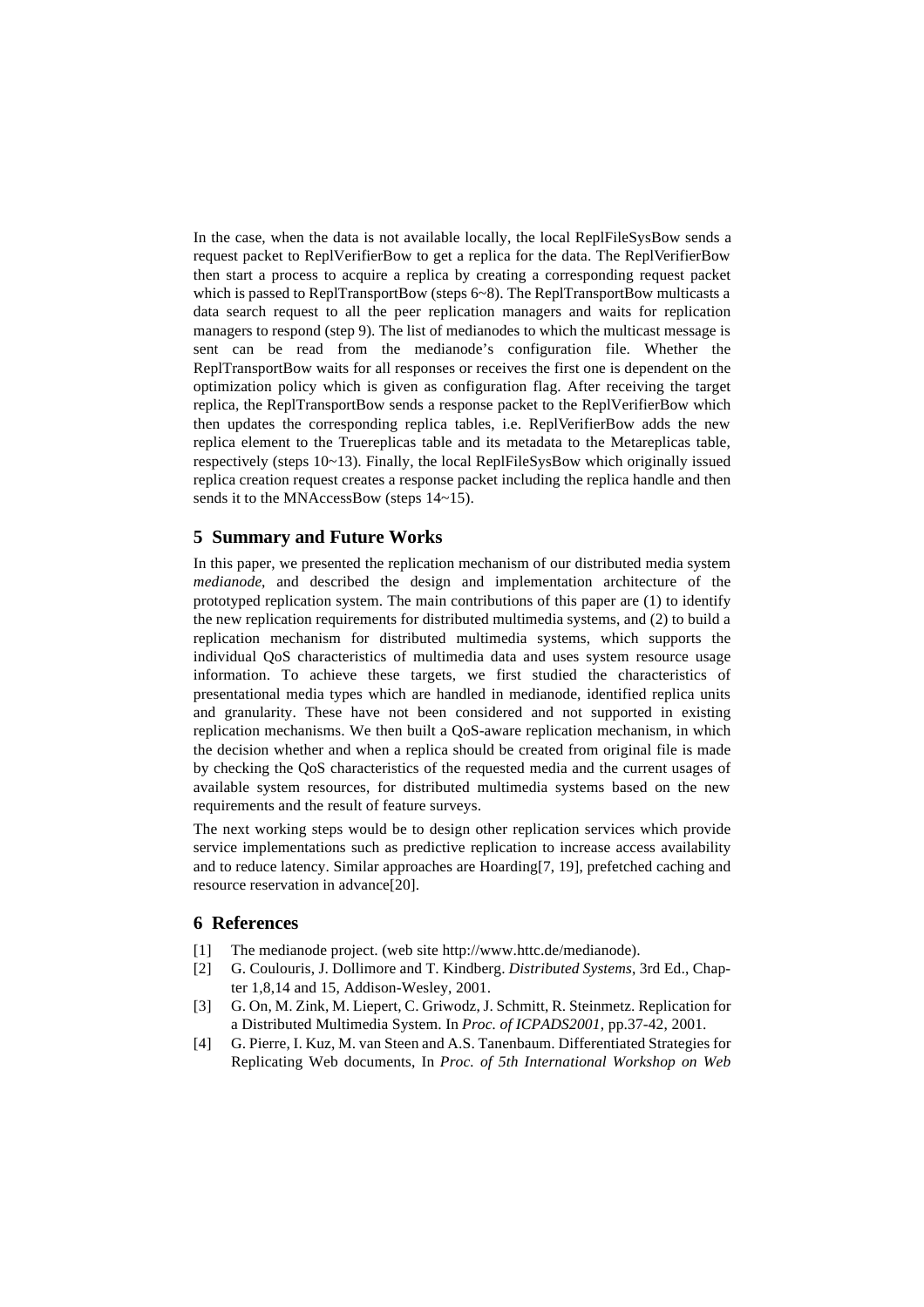In the case, when the data is not available locally, the local ReplFileSysBow sends a request packet to ReplVerifierBow to get a replica for the data. The ReplVerifierBow then start a process to acquire a replica by creating a corresponding request packet which is passed to ReplTransportBow (steps 6~8). The ReplTransportBow multicasts a data search request to all the peer replication managers and waits for replication managers to respond (step 9). The list of medianodes to which the multicast message is sent can be read from the medianode's configuration file. Whether the ReplTransportBow waits for all responses or receives the first one is dependent on the optimization policy which is given as configuration flag. After receiving the target replica, the ReplTransportBow sends a response packet to the ReplVerifierBow which then updates the corresponding replica tables, i.e. ReplVerifierBow adds the new replica element to the Truereplicas table and its metadata to the Metareplicas table, respectively (steps 10~13). Finally, the local ReplFileSysBow which originally issued replica creation request creates a response packet including the replica handle and then sends it to the MNAccessBow (steps 14~15).

## 5 Summary and Future Works

In this paper, we presented the replication mechanism of our distributed media system *medianode*, and described the design and implementation architecture of the prototyped replication system. The main contributions of this paper are (1) to identify the new replication requirements for distributed multimedia systems, and (2) to build a replication mechanism for distributed multimedia systems, which supports the individual QoS characteristics of multimedia data and uses system resource usage information. To achieve these targets, we first studied the characteristics of presentational media types which are handled in medianode, identified replica units and granularity. These have not been considered and not supported in existing replication mechanisms. We then built a QoS-aware replication mechanism, in which the decision whether and when a replica should be created from original file is made by checking the QoS characteristics of the requested media and the current usages of available system resources, for distributed multimedia systems based on the new requirements and the result of feature surveys.

The next working steps would be to design other replication services which provide service implementations such as predictive replication to increase access availability and to reduce latency. Similar approaches are Hoarding[7, 19], prefetched caching and resource reservation in advance[20].

## 6 References

[1] The medianode project. (web site http://www.httc.de/medianode).

[2] G. Coulouris, J. Dollimore and T. Kindberg. *Distributed Systems*, 3rd Ed., Chapter 1,8,14 and 15, Addison-Wesley, 2001.

[3] G. On, M. Zink, M. Liepert, C. Griwodz, J. Schmitt, R. Steinmetz. Replication for a Distributed Multimedia System. In *Proc. of ICPADS2001*, pp.37-42, 2001.

[4] G. Pierre, I. Kuz, M. van Steen and A.S. Tanenbaum. Differentiated Strategies for Replicating Web documents, In *Proc. of 5th International Workshop on Web*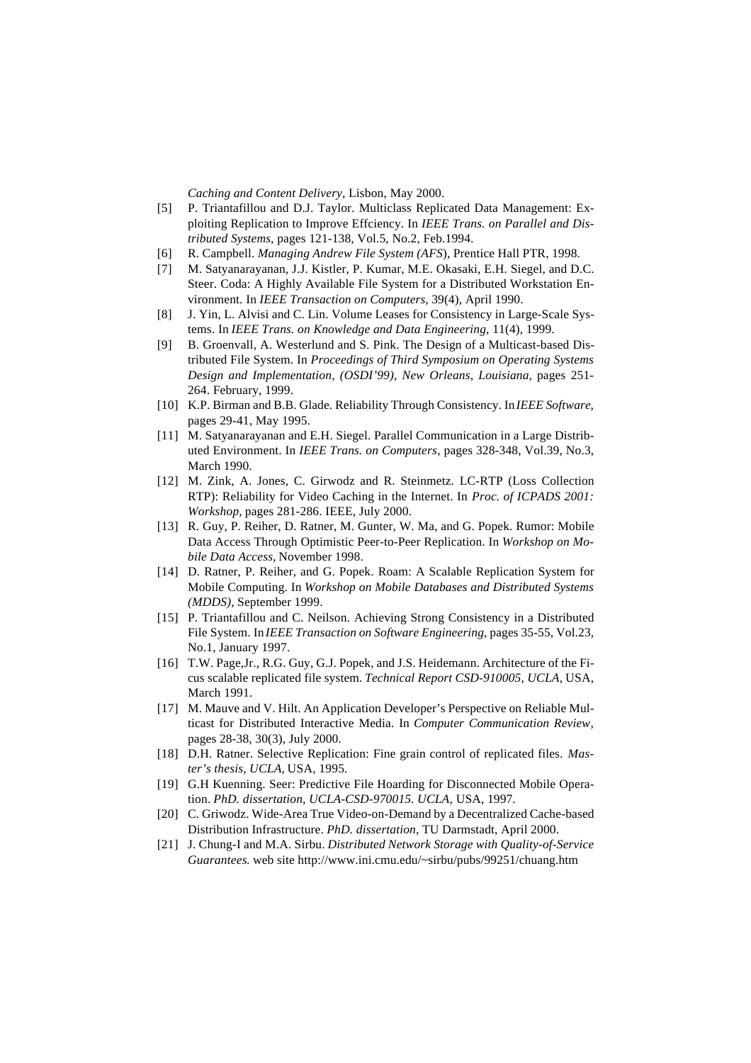*Caching and Content Delivery*, Lisbon, May 2000.

[5] P. Triantafillou and D.J. Taylor. Multiclass Replicated Data Management: Exploiting Replication to Improve Effciency. In *IEEE Trans. on Parallel and Distributed Systems*, pages 121-138, Vol.5, No.2, Feb.1994.

[6] R. Campbell. *Managing Andrew File System (AFS*), Prentice Hall PTR, 1998.

[7] M. Satyanarayanan, J.J. Kistler, P. Kumar, M.E. Okasaki, E.H. Siegel, and D.C. Steer. Coda: A Highly Available File System for a Distributed Workstation Environment. In *IEEE Transaction on Computers*, 39(4), April 1990.

[8] J. Yin, L. Alvisi and C. Lin. Volume Leases for Consistency in Large-Scale Systems. In *IEEE Trans. on Knowledge and Data Engineering*, 11(4), 1999.

[9] B. Groenvall, A. Westerlund and S. Pink. The Design of a Multicast-based Distributed File System. In *Proceedings of Third Symposium on Operating Systems Design and Implementation, (OSDI'99), New Orleans, Louisiana,* pages 251-264. February, 1999.

[10] K.P. Birman and B.B. Glade. Reliability Through Consistency. In *IEEE Software*, pages 29-41, May 1995.

[11] M. Satyanarayanan and E.H. Siegel. Parallel Communication in a Large Distributed Environment. In *IEEE Trans. on Computers*, pages 328-348, Vol.39, No.3, March 1990.

[12] M. Zink, A. Jones, C. Girwodz and R. Steinmetz. LC-RTP (Loss Collection RTP): Reliability for Video Caching in the Internet. In *Proc. of ICPADS 2001: Workshop,* pages 281-286. IEEE, July 2000.

[13] R. Guy, P. Reiher, D. Ratner, M. Gunter, W. Ma, and G. Popek. Rumor: Mobile Data Access Through Optimistic Peer-to-Peer Replication. In *Workshop on Mobile Data Access,* November 1998.

[14] D. Ratner, P. Reiher, and G. Popek. Roam: A Scalable Replication System for Mobile Computing. In *Workshop on Mobile Databases and Distributed Systems (MDDS),* September 1999.

[15] P. Triantafillou and C. Neilson. Achieving Strong Consistency in a Distributed File System. In *IEEE Transaction on Software Engineering*, pages 35-55, Vol.23, No.1, January 1997.

[16] T.W. Page,Jr., R.G. Guy, G.J. Popek, and J.S. Heidemann. Architecture of the Ficus scalable replicated file system. *Technical Report CSD-910005, UCLA,* USA, March 1991.

[17] M. Mauve and V. Hilt. An Application Developer's Perspective on Reliable Multicast for Distributed Interactive Media. In *Computer Communication Review,* pages 28-38, 30(3), July 2000.

[18] D.H. Ratner. Selective Replication: Fine grain control of replicated files. *Master's thesis, UCLA,* USA, 1995.

[19] G.H Kuenning. Seer: Predictive File Hoarding for Disconnected Mobile Operation. *PhD. dissertation, UCLA-CSD-970015. UCLA,* USA, 1997.

[20] C. Griwodz. Wide-Area True Video-on-Demand by a Decentralized Cache-based Distribution Infrastructure. *PhD. dissertation*, TU Darmstadt, April 2000.

[21] J. Chung-I and M.A. Sirbu. *Distributed Network Storage with Quality-of-Service Guarantees.* web site http://www.ini.cmu.edu/~sirbu/pubs/99251/chuang.htm